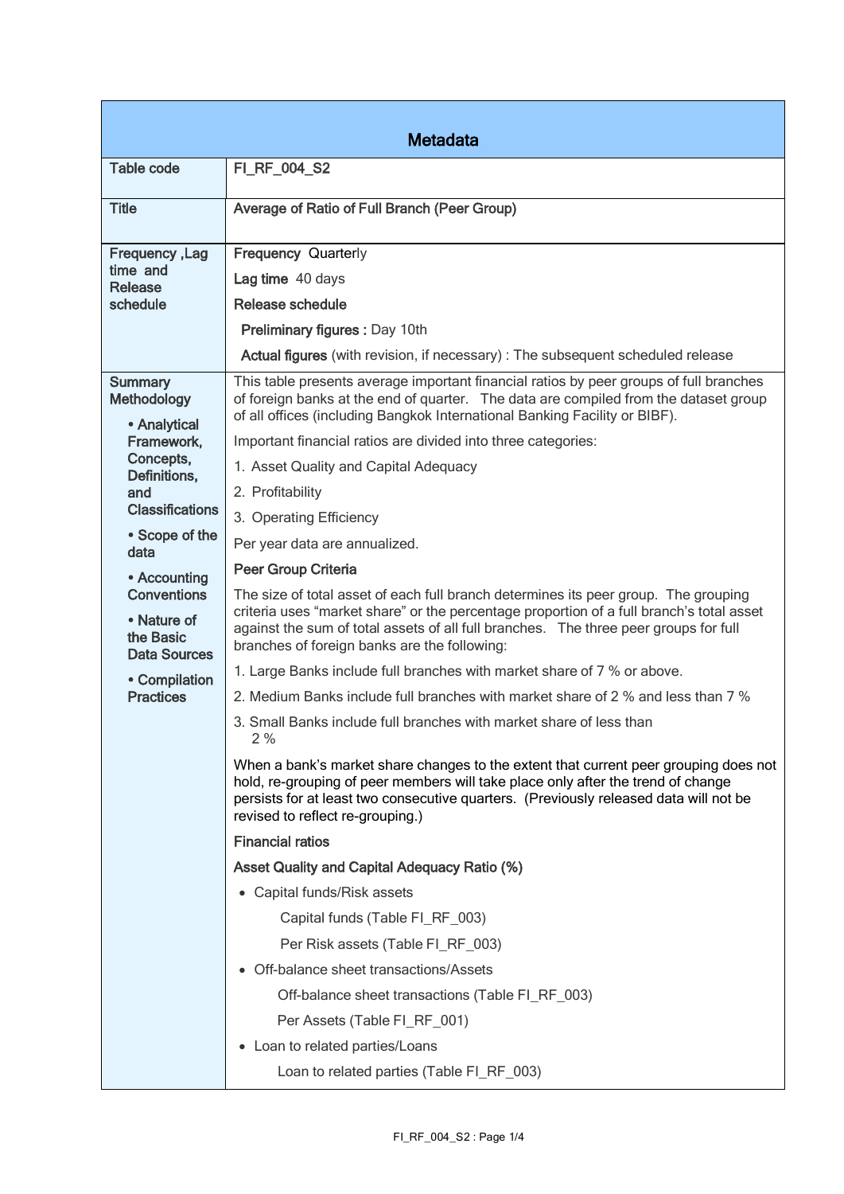| Metadata | |
|---|---|
| Table code | FI_RF_004_S2 |
| Title | Average of Ratio of Full Branch (Peer Group) |
| Frequency ,Lag time and Release schedule | **Frequency** Quarterly<br><br>**Lag time** 40 days<br><br>**Release schedule**<br><br>**Preliminary figures :** Day 10th<br><br>**Actual figures** (with revision, if necessary) : The subsequent scheduled release |
| Summary Methodology<br><br>• Analytical Framework, Concepts, Definitions, and Classifications<br><br>• Scope of the data<br><br>• Accounting Conventions<br><br>• Nature of the Basic Data Sources<br><br>• Compilation Practices | This table presents average important financial ratios by peer groups of full branches of foreign banks at the end of quarter. The data are compiled from the dataset group of all offices (including Bangkok International Banking Facility or BIBF).<br><br>Important financial ratios are divided into three categories:<br><br>1. Asset Quality and Capital Adequacy<br>2. Profitability<br>3. Operating Efficiency<br><br>Per year data are annualized.<br><br>**Peer Group Criteria**<br><br>The size of total asset of each full branch determines its peer group. The grouping criteria uses "market share" or the percentage proportion of a full branch's total asset against the sum of total assets of all full branches. The three peer groups for full branches of foreign banks are the following:<br><br>1. Large Banks include full branches with market share of 7 % or above.<br>2. Medium Banks include full branches with market share of 2 % and less than 7 %<br>3. Small Banks include full branches with market share of less than 2 %<br><br>When a bank's market share changes to the extent that current peer grouping does not hold, re-grouping of peer members will take place only after the trend of change persists for at least two consecutive quarters. (Previously released data will not be revised to reflect re-grouping.)<br><br>**Financial ratios**<br><br>**Asset Quality and Capital Adequacy Ratio (%)**<br><br>• Capital funds/Risk assets<br>Capital funds (Table FI_RF_003)<br>Per Risk assets (Table FI_RF_003)<br><br>• Off-balance sheet transactions/Assets<br>Off-balance sheet transactions (Table FI_RF_003)<br>Per Assets (Table FI_RF_001)<br><br>• Loan to related parties/Loans<br>Loan to related parties (Table FI_RF_003) |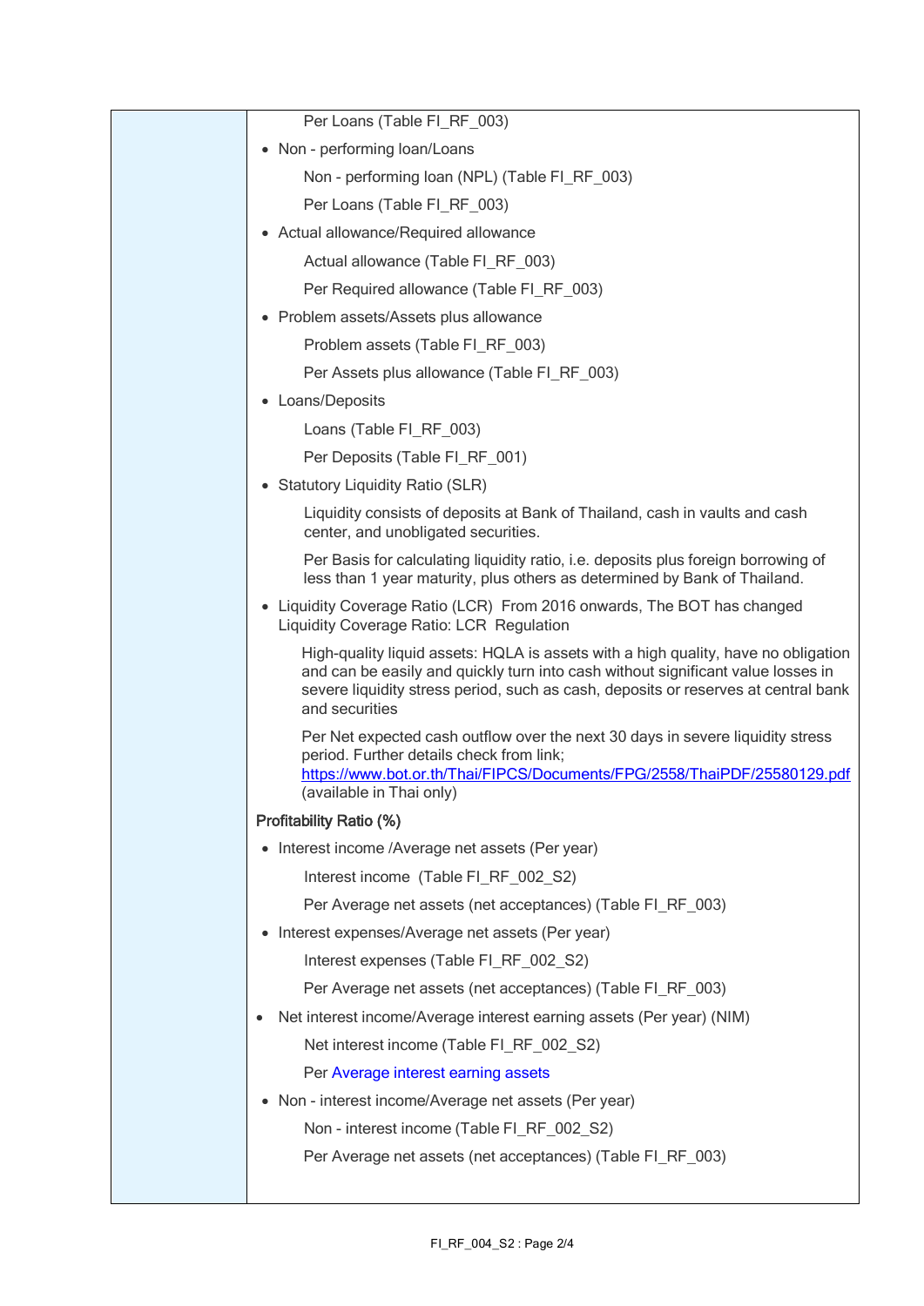Per Loans (Table FI_RF_003)

- Non - performing loan/Loans

  Non - performing loan (NPL) (Table FI_RF_003)

  Per Loans (Table FI_RF_003)

- Actual allowance/Required allowance

  Actual allowance (Table FI_RF_003)

  Per Required allowance (Table FI_RF_003)

- Problem assets/Assets plus allowance

  Problem assets (Table FI_RF_003)

  Per Assets plus allowance (Table FI_RF_003)

- Loans/Deposits

  Loans (Table FI_RF_003)

  Per Deposits (Table FI_RF_001)

- Statutory Liquidity Ratio (SLR)

  Liquidity consists of deposits at Bank of Thailand, cash in vaults and cash center, and unobligated securities.

  Per Basis for calculating liquidity ratio, i.e. deposits plus foreign borrowing of less than 1 year maturity, plus others as determined by Bank of Thailand.

- Liquidity Coverage Ratio (LCR) From 2016 onwards, The BOT has changed Liquidity Coverage Ratio: LCR Regulation

  High-quality liquid assets: HQLA is assets with a high quality, have no obligation and can be easily and quickly turn into cash without significant value losses in severe liquidity stress period, such as cash, deposits or reserves at central bank and securities

  Per Net expected cash outflow over the next 30 days in severe liquidity stress period. Further details check from link; https://www.bot.or.th/Thai/FIPCS/Documents/FPG/2558/ThaiPDF/25580129.pdf (available in Thai only)

**Profitability Ratio (%)**

- Interest income /Average net assets (Per year)

  Interest income (Table FI_RF_002_S2)

  Per Average net assets (net acceptances) (Table FI_RF_003)

- Interest expenses/Average net assets (Per year)

  Interest expenses (Table FI_RF_002_S2)

  Per Average net assets (net acceptances) (Table FI_RF_003)

- Net interest income/Average interest earning assets (Per year) (NIM)

  Net interest income (Table FI_RF_002_S2)

  Per Average interest earning assets

- Non - interest income/Average net assets (Per year)

  Non - interest income (Table FI_RF_002_S2)

  Per Average net assets (net acceptances) (Table FI_RF_003)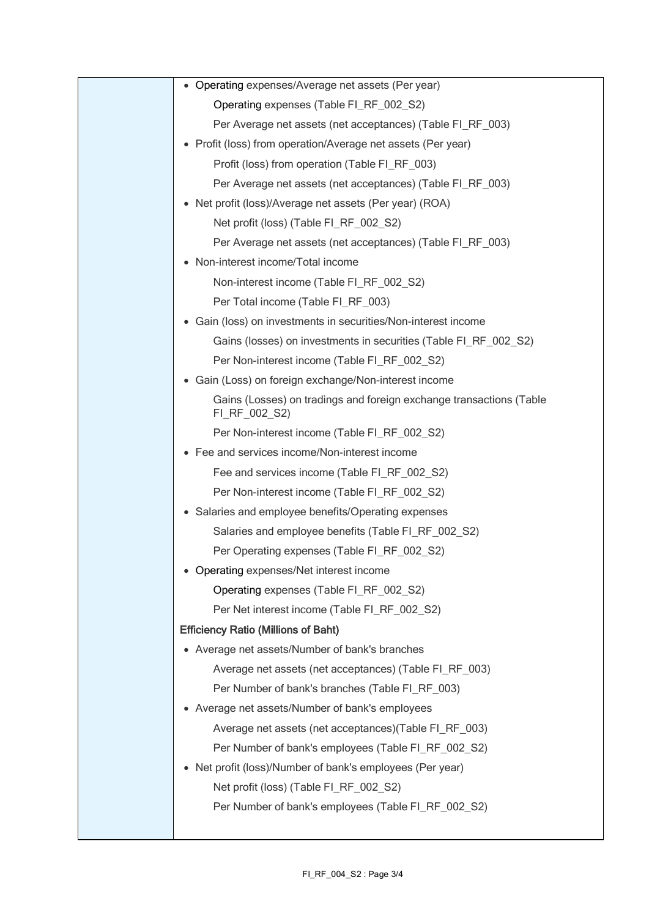| | |
|---|---|
| | • Operating expenses/Average net assets (Per year)<br>Operating expenses (Table FI_RF_002_S2)<br>Per Average net assets (net acceptances) (Table FI_RF_003)<br>• Profit (loss) from operation/Average net assets (Per year)<br>Profit (loss) from operation (Table FI_RF_003)<br>Per Average net assets (net acceptances) (Table FI_RF_003)<br>• Net profit (loss)/Average net assets (Per year) (ROA)<br>Net profit (loss) (Table FI_RF_002_S2)<br>Per Average net assets (net acceptances) (Table FI_RF_003)<br>• Non-interest income/Total income<br>Non-interest income (Table FI_RF_002_S2)<br>Per Total income (Table FI_RF_003)<br>• Gain (loss) on investments in securities/Non-interest income<br>Gains (losses) on investments in securities (Table FI_RF_002_S2)<br>Per Non-interest income (Table FI_RF_002_S2)<br>• Gain (Loss) on foreign exchange/Non-interest income<br>Gains (Losses) on tradings and foreign exchange transactions (Table FI_RF_002_S2)<br>Per Non-interest income (Table FI_RF_002_S2)<br>• Fee and services income/Non-interest income<br>Fee and services income (Table FI_RF_002_S2)<br>Per Non-interest income (Table FI_RF_002_S2)<br>• Salaries and employee benefits/Operating expenses<br>Salaries and employee benefits (Table FI_RF_002_S2)<br>Per Operating expenses (Table FI_RF_002_S2)<br>• Operating expenses/Net interest income<br>Operating expenses (Table FI_RF_002_S2)<br>Per Net interest income (Table FI_RF_002_S2)<br>**Efficiency Ratio (Millions of Baht)**<br>• Average net assets/Number of bank's branches<br>Average net assets (net acceptances) (Table FI_RF_003)<br>Per Number of bank's branches (Table FI_RF_003)<br>• Average net assets/Number of bank's employees<br>Average net assets (net acceptances)(Table FI_RF_003)<br>Per Number of bank's employees (Table FI_RF_002_S2)<br>• Net profit (loss)/Number of bank's employees (Per year)<br>Net profit (loss) (Table FI_RF_002_S2)<br>Per Number of bank's employees (Table FI_RF_002_S2) |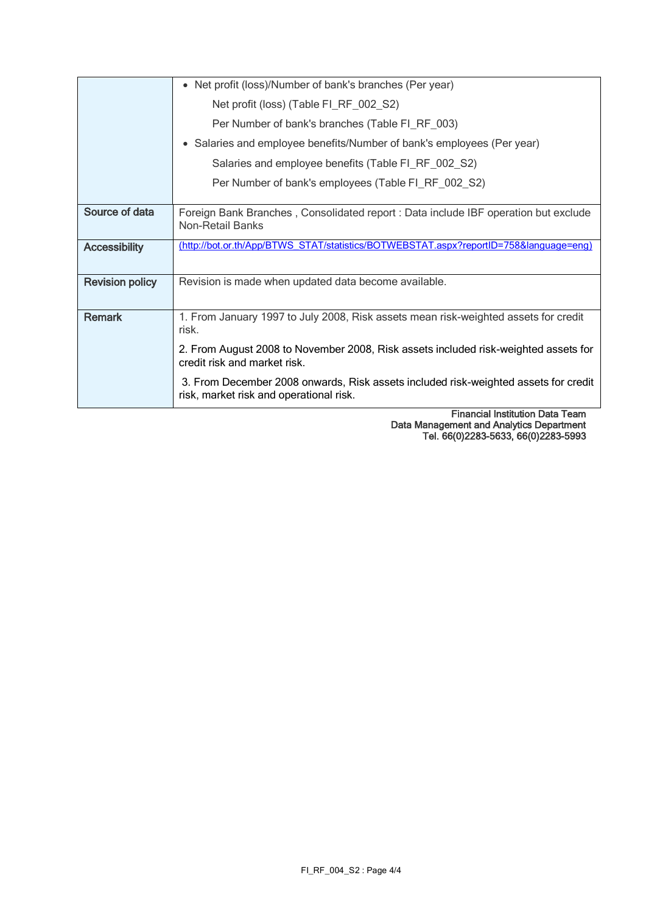| | |
|---|---|
| | • Net profit (loss)/Number of bank's branches (Per year)<br>Net profit (loss) (Table FI_RF_002_S2)<br>Per Number of bank's branches (Table FI_RF_003)<br>• Salaries and employee benefits/Number of bank's employees (Per year)<br>Salaries and employee benefits (Table FI_RF_002_S2)<br>Per Number of bank's employees (Table FI_RF_002_S2) |
| **Source of data** | Foreign Bank Branches , Consolidated report : Data include IBF operation but exclude Non-Retail Banks |
| **Accessibility** | (http://bot.or.th/App/BTWS_STAT/statistics/BOTWEBSTAT.aspx?reportID=758&language=eng) |
| **Revision policy** | Revision is made when updated data become available. |
| **Remark** | 1. From January 1997 to July 2008, Risk assets mean risk-weighted assets for credit risk.<br>2. From August 2008 to November 2008, Risk assets included risk-weighted assets for credit risk and market risk.<br>3. From December 2008 onwards, Risk assets included risk-weighted assets for credit risk, market risk and operational risk. |

Financial Institution Data Team
Data Management and Analytics Department
Tel. 66(0)2283-5633, 66(0)2283-5993